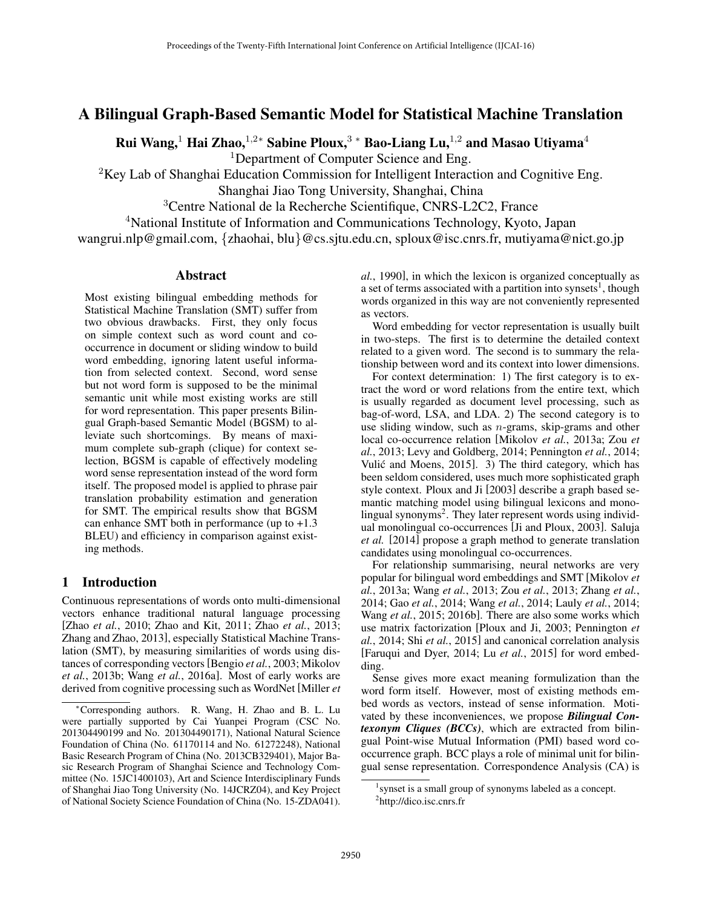# A Bilingual Graph-Based Semantic Model for Statistical Machine Translation

**Rui Wang,**[1] **Hai Zhao,**[1,2*] **Sabine Ploux,**[3 *] **Bao-Liang Lu,**[1,2] **and Masao Utiyama**[4]

[1]Department of Computer Science and Eng.
[2]Key Lab of Shanghai Education Commission for Intelligent Interaction and Cognitive Eng.
Shanghai Jiao Tong University, Shanghai, China
[3]Centre National de la Recherche Scientifique, CNRS-L2C2, France
[4]National Institute of Information and Communications Technology, Kyoto, Japan
wangrui.nlp@gmail.com, {zhaohai, blu}@cs.sjtu.edu.cn, sploux@isc.cnrs.fr, mutiyama@nict.go.jp

## Abstract

Most existing bilingual embedding methods for Statistical Machine Translation (SMT) suffer from two obvious drawbacks. First, they only focus on simple context such as word count and co-occurrence in document or sliding window to build word embedding, ignoring latent useful information from selected context. Second, word sense but not word form is supposed to be the minimal semantic unit while most existing works are still for word representation. This paper presents Bilingual Graph-based Semantic Model (BGSM) to alleviate such shortcomings. By means of maximum complete sub-graph (clique) for context selection, BGSM is capable of effectively modeling word sense representation instead of the word form itself. The proposed model is applied to phrase pair translation probability estimation and generation for SMT. The empirical results show that BGSM can enhance SMT both in performance (up to +1.3 BLEU) and efficiency in comparison against existing methods.

## 1 Introduction

Continuous representations of words onto multi-dimensional vectors enhance traditional natural language processing [Zhao *et al.*, 2010; Zhao and Kit, 2011; Zhao *et al.*, 2013; Zhang and Zhao, 2013], especially Statistical Machine Translation (SMT), by measuring similarities of words using distances of corresponding vectors [Bengio *et al.*, 2003; Mikolov *et al.*, 2013b; Wang *et al.*, 2016a]. Most of early works are derived from cognitive processing such as WordNet [Miller *et al.*, 1990], in which the lexicon is organized conceptually as a set of terms associated with a partition into synsets[1], though words organized in this way are not conveniently represented as vectors.

Word embedding for vector representation is usually built in two-steps. The first is to determine the detailed context related to a given word. The second is to summary the relationship between word and its context into lower dimensions.

For context determination: 1) The first category is to extract the word or word relations from the entire text, which is usually regarded as document level processing, such as bag-of-word, LSA, and LDA. 2) The second category is to use sliding window, such as $n$-grams, skip-grams and other local co-occurrence relation [Mikolov *et al.*, 2013a; Zou *et al.*, 2013; Levy and Goldberg, 2014; Pennington *et al.*, 2014; Vulić and Moens, 2015]. 3) The third category, which has been seldom considered, uses much more sophisticated graph style context. Ploux and Ji [2003] describe a graph based semantic matching model using bilingual lexicons and monolingual synonyms[2]. They later represent words using individual monolingual co-occurrences [Ji and Ploux, 2003]. Saluja *et al.* [2014] propose a graph method to generate translation candidates using monolingual co-occurrences.

For relationship summarising, neural networks are very popular for bilingual word embeddings and SMT [Mikolov *et al.*, 2013a; Wang *et al.*, 2013; Zou *et al.*, 2013; Zhang *et al.*, 2014; Gao *et al.*, 2014; Wang *et al.*, 2014; Lauly *et al.*, 2014; Wang *et al.*, 2015; 2016b]. There are also some works which use matrix factorization [Ploux and Ji, 2003; Pennington *et al.*, 2014; Shi *et al.*, 2015] and canonical correlation analysis [Faruqui and Dyer, 2014; Lu *et al.*, 2015] for word embedding.

Sense gives more exact meaning formulization than the word form itself. However, most of existing methods embed words as vectors, instead of sense information. Motivated by these inconveniences, we propose ***Bilingual Contexonym Cliques (BCCs)***, which are extracted from bilingual Point-wise Mutual Information (PMI) based word co-occurrence graph. BCC plays a role of minimal unit for bilingual sense representation. Correspondence Analysis (CA) is

*Corresponding authors. R. Wang, H. Zhao and B. L. Lu were partially supported by Cai Yuanpei Program (CSC No. 201304490199 and No. 201304490171), National Natural Science Foundation of China (No. 61170114 and No. 61272248), National Basic Research Program of China (No. 2013CB329401), Major Basic Research Program of Shanghai Science and Technology Committee (No. 15JC1400103), Art and Science Interdisciplinary Funds of Shanghai Jiao Tong University (No. 14JCRZ04), and Key Project of National Society Science Foundation of China (No. 15-ZDA041).

[1]synset is a small group of synonyms labeled as a concept.

[2]http://dico.isc.cnrs.fr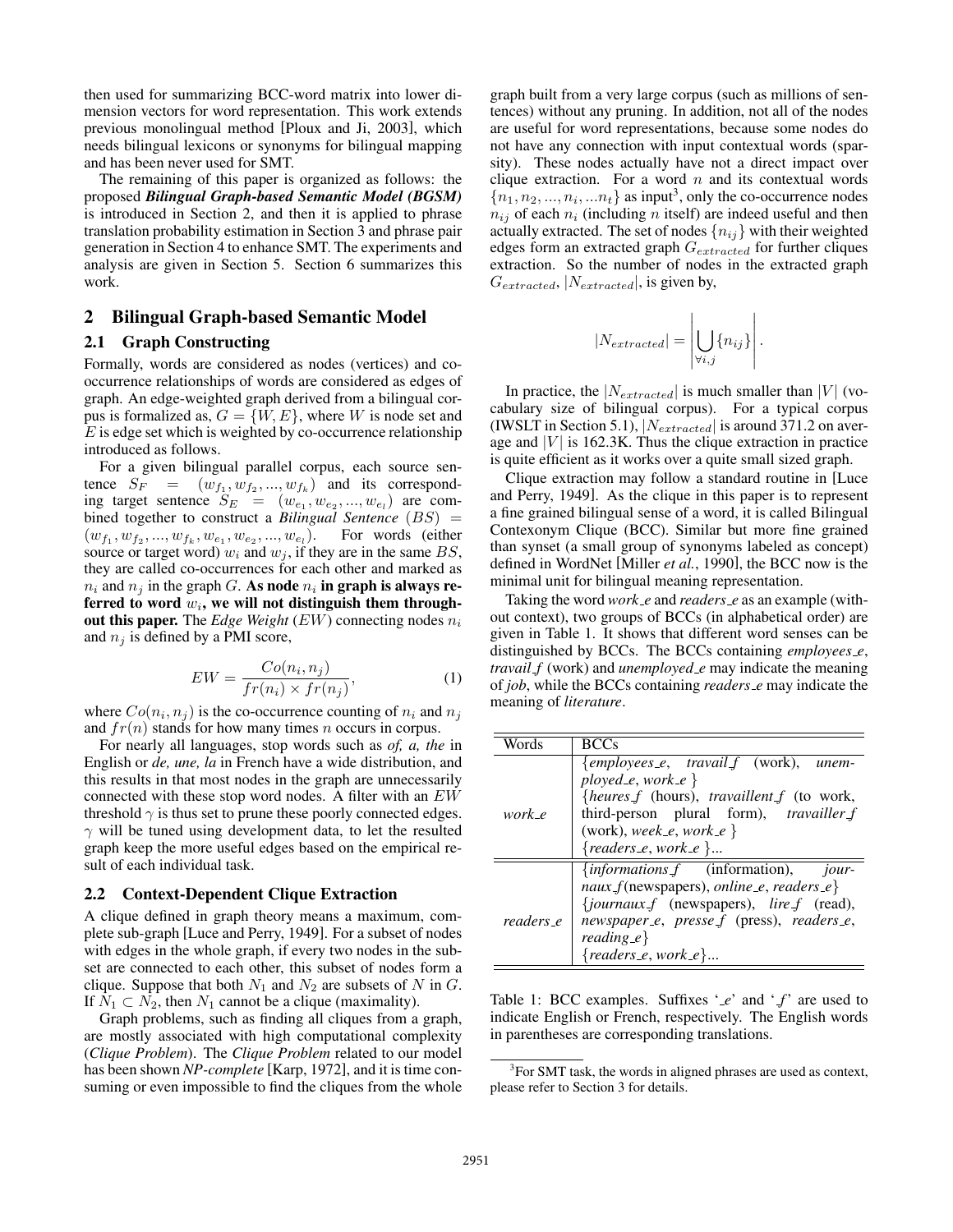then used for summarizing BCC-word matrix into lower dimension vectors for word representation. This work extends previous monolingual method [Ploux and Ji, 2003], which needs bilingual lexicons or synonyms for bilingual mapping and has been never used for SMT.

The remaining of this paper is organized as follows: the proposed ***Bilingual Graph-based Semantic Model (BGSM)*** is introduced in Section 2, and then it is applied to phrase translation probability estimation in Section 3 and phrase pair generation in Section 4 to enhance SMT. The experiments and analysis are given in Section 5. Section 6 summarizes this work.

## 2 Bilingual Graph-based Semantic Model

### 2.1 Graph Constructing

Formally, words are considered as nodes (vertices) and co-occurrence relationships of words are considered as edges of graph. An edge-weighted graph derived from a bilingual corpus is formalized as, $G = \{W, E\}$, where $W$ is node set and $E$ is edge set which is weighted by co-occurrence relationship introduced as follows.

For a given bilingual parallel corpus, each source sentence $S_F = (w_{f_1}, w_{f_2}, ..., w_{f_k})$ and its corresponding target sentence $S_E = (w_{e_1}, w_{e_2}, ..., w_{e_l})$ are combined together to construct a ***Bilingual Sentence*** $(BS) = (w_{f_1}, w_{f_2}, ..., w_{f_k}, w_{e_1}, w_{e_2}, ..., w_{e_l})$. For words (either source or target word) $w_i$ and $w_j$, if they are in the same $BS$, they are called co-occurrences for each other and marked as $n_i$ and $n_j$ in the graph $G$. **As node $n_i$ in graph is always referred to word $w_i$, we will not distinguish them throughout this paper.** The *Edge Weight* $(EW)$ connecting nodes $n_i$ and $n_j$ is defined by a PMI score,

$$EW = \frac{Co(n_i, n_j)}{fr(n_i) \times fr(n_j)}, \tag{1}$$

where $Co(n_i, n_j)$ is the co-occurrence counting of $n_i$ and $n_j$ and $fr(n)$ stands for how many times $n$ occurs in corpus.

For nearly all languages, stop words such as *of, a, the* in English or *de, une, la* in French have a wide distribution, and this results in that most nodes in the graph are unnecessarily connected with these stop word nodes. A filter with an $EW$ threshold $\gamma$ is thus set to prune these poorly connected edges. $\gamma$ will be tuned using development data, to let the resulted graph keep the more useful edges based on the empirical result of each individual task.

### 2.2 Context-Dependent Clique Extraction

A clique defined in graph theory means a maximum, complete sub-graph [Luce and Perry, 1949]. For a subset of nodes with edges in the whole graph, if every two nodes in the subset are connected to each other, this subset of nodes form a clique. Suppose that both $N_1$ and $N_2$ are subsets of $N$ in $G$. If $N_1 \subset N_2$, then $N_1$ cannot be a clique (maximality).

Graph problems, such as finding all cliques from a graph, are mostly associated with high computational complexity (*Clique Problem*). The *Clique Problem* related to our model has been shown ***NP-complete*** [Karp, 1972], and it is time consuming or even impossible to find the cliques from the whole graph built from a very large corpus (such as millions of sentences) without any pruning. In addition, not all of the nodes are useful for word representations, because some nodes do not have any connection with input contextual words (sparsity). These nodes actually have not a direct impact over clique extraction. For a word $n$ and its contextual words $\{n_1, n_2, ..., n_i, ...n_t\}$ as input[3], only the co-occurrence nodes $n_{ij}$ of each $n_i$ (including $n$ itself) are indeed useful and then actually extracted. The set of nodes $\{n_{ij}\}$ with their weighted edges form an extracted graph $G_{extracted}$ for further cliques extraction. So the number of nodes in the extracted graph $G_{extracted}$, $|N_{extracted}|$, is given by,

$$|N_{extracted}| = \left| \bigcup_{\forall i,j} \{n_{ij}\} \right|.$$

In practice, the $|N_{extracted}|$ is much smaller than $|V|$ (vocabulary size of bilingual corpus). For a typical corpus (IWSLT in Section 5.1), $|N_{extracted}|$ is around 371.2 on average and $|V|$ is 162.3K. Thus the clique extraction in practice is quite efficient as it works over a quite small sized graph.

Clique extraction may follow a standard routine in [Luce and Perry, 1949]. As the clique in this paper is to represent a fine grained bilingual sense of a word, it is called Bilingual Contexonym Clique (BCC). Similar but more fine grained than synset (a small group of synonyms labeled as concept) defined in WordNet [Miller *et al.*, 1990], the BCC now is the minimal unit for bilingual meaning representation.

Taking the word *work_e* and *readers_e* as an example (without context), two groups of BCCs (in alphabetical order) are given in Table 1. It shows that different word senses can be distinguished by BCCs. The BCCs containing *employees_e*, *travail_f* (work) and *unemployed_e* may indicate the meaning of *job*, while the BCCs containing *readers_e* may indicate the meaning of *literature*.

| Words | BCCs |
|---|---|
| *work_e* | {*employees_e*, *travail_f* (work), *unemployed_e*, *work_e* }<br>{*heures_f* (hours), *travaillent_f* (to work, third-person plural form), *travailler_f* (work), *week_e*, *work_e* }<br>{*readers_e*, *work_e* }... |
| *readers_e* | {*informations_f* (information), *journaux_f*(newspapers), *online_e*, *readers_e*}<br>{*journaux_f* (newspapers), *lire_f* (read), *newspaper_e*, *presse_f* (press), *readers_e*, *reading_e*}<br>{*readers_e*, *work_e*}... |

Table 1: BCC examples. Suffixes '_e' and '_f' are used to indicate English or French, respectively. The English words in parentheses are corresponding translations.

[3]For SMT task, the words in aligned phrases are used as context, please refer to Section 3 for details.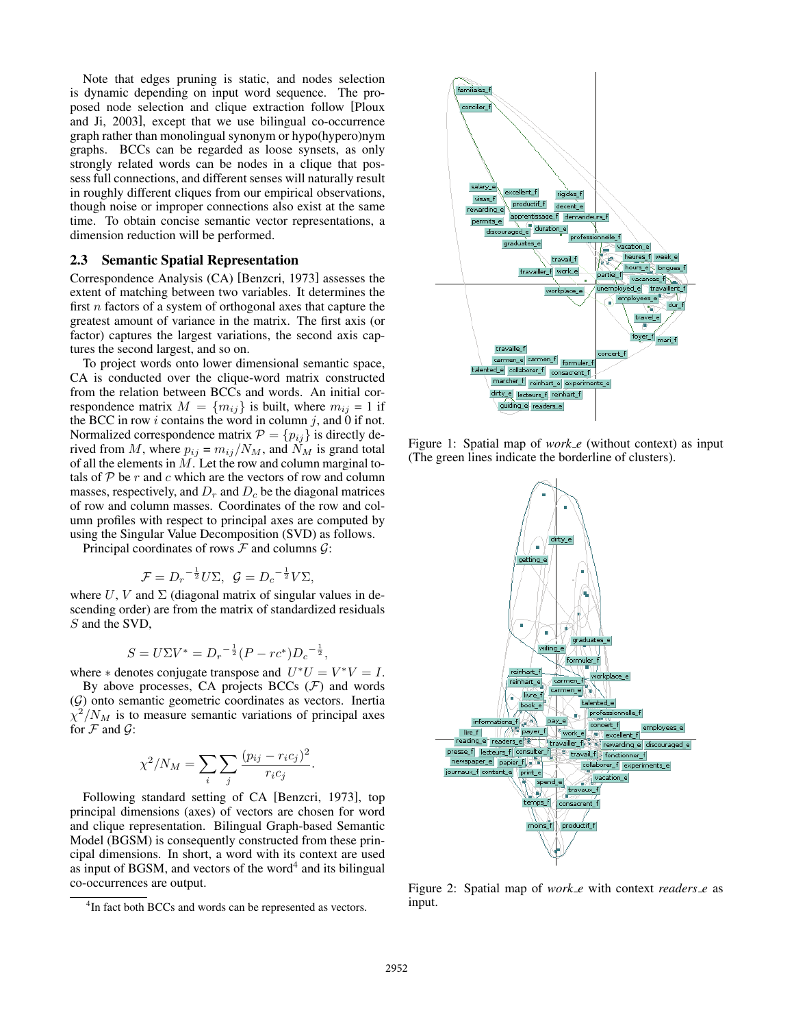Note that edges pruning is static, and nodes selection is dynamic depending on input word sequence. The proposed node selection and clique extraction follow [Ploux and Ji, 2003], except that we use bilingual co-occurrence graph rather than monolingual synonym or hypo(hypero)nym graphs. BCCs can be regarded as loose synsets, as only strongly related words can be nodes in a clique that possess full connections, and different senses will naturally result in roughly different cliques from our empirical observations, though noise or improper connections also exist at the same time. To obtain concise semantic vector representations, a dimension reduction will be performed.

### 2.3 Semantic Spatial Representation

Correspondence Analysis (CA) [Benzcri, 1973] assesses the extent of matching between two variables. It determines the first $n$ factors of a system of orthogonal axes that capture the greatest amount of variance in the matrix. The first axis (or factor) captures the largest variations, the second axis captures the second largest, and so on.

To project words onto lower dimensional semantic space, CA is conducted over the clique-word matrix constructed from the relation between BCCs and words. An initial correspondence matrix $M = \{m_{ij}\}$ is built, where $m_{ij} = 1$ if the BCC in row $i$ contains the word in column $j$, and 0 if not. Normalized correspondence matrix $\mathcal{P} = \{p_{ij}\}$ is directly derived from $M$, where $p_{ij} = m_{ij}/N_M$, and $N_M$ is grand total of all the elements in $M$. Let the row and column marginal totals of $\mathcal{P}$ be $r$ and $c$ which are the vectors of row and column masses, respectively, and $D_r$ and $D_c$ be the diagonal matrices of row and column masses. Coordinates of the row and column profiles with respect to principal axes are computed by using the Singular Value Decomposition (SVD) as follows.

Principal coordinates of rows $\mathcal{F}$ and columns $\mathcal{G}$:

$$\mathcal{F} = {D_r}^{-\frac{1}{2}} U \Sigma, \ \ \mathcal{G} = {D_c}^{-\frac{1}{2}} V \Sigma,$$

where $U$, $V$ and $\Sigma$ (diagonal matrix of singular values in descending order) are from the matrix of standardized residuals $S$ and the SVD,

$$S = U \Sigma V^* = {D_r}^{-\frac{1}{2}} (P - rc^*) {D_c}^{-\frac{1}{2}},$$

where $*$ denotes conjugate transpose and $U^*U = V^*V = I$.

By above processes, CA projects BCCs ($\mathcal{F}$) and words ($\mathcal{G}$) onto semantic geometric coordinates as vectors. Inertia $\chi^2/N_M$ is to measure semantic variations of principal axes for $\mathcal{F}$ and $\mathcal{G}$:

$$\chi^2/N_M = \sum_i \sum_j \frac{(p_{ij} - r_i c_j)^2}{r_i c_j}.$$

Following standard setting of CA [Benzcri, 1973], top principal dimensions (axes) of vectors are chosen for word and clique representation. Bilingual Graph-based Semantic Model (BGSM) is consequently constructed from these principal dimensions. In short, a word with its context are used as input of BGSM, and vectors of the word[4] and its bilingual co-occurrences are output.

[4]In fact both BCCs and words can be represented as vectors.

Figure 1: Spatial map of *work_e* (without context) as input (The green lines indicate the borderline of clusters).

Figure 2: Spatial map of *work_e* with context *readers_e* as input.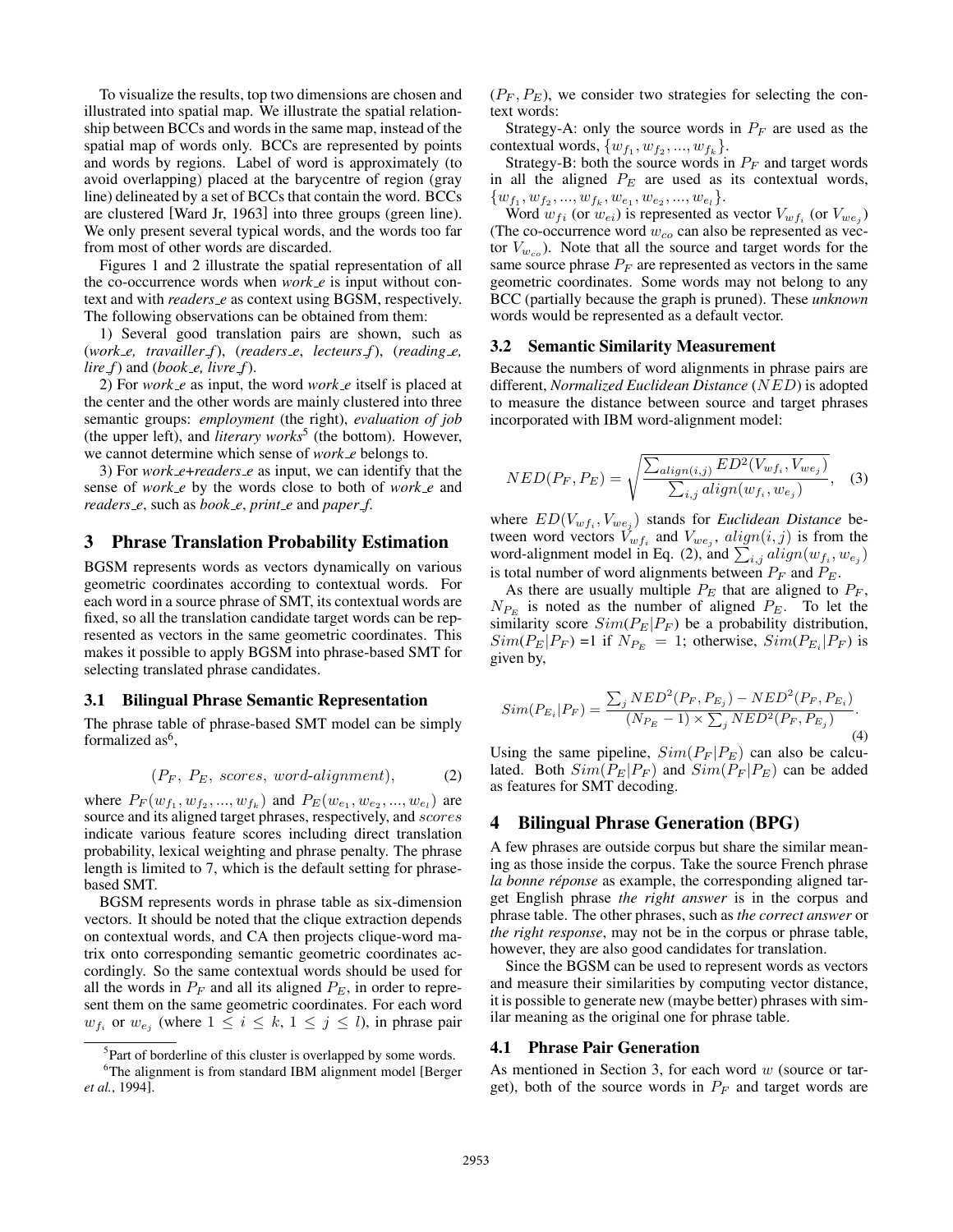To visualize the results, top two dimensions are chosen and illustrated into spatial map. We illustrate the spatial relationship between BCCs and words in the same map, instead of the spatial map of words only. BCCs are represented by points and words by regions. Label of word is approximately (to avoid overlapping) placed at the barycentre of region (gray line) delineated by a set of BCCs that contain the word. BCCs are clustered [Ward Jr, 1963] into three groups (green line). We only present several typical words, and the words too far from most of other words are discarded.

Figures 1 and 2 illustrate the spatial representation of all the co-occurrence words when *work_e* is input without context and with *readers_e* as context using BGSM, respectively. The following observations can be obtained from them:

1) Several good translation pairs are shown, such as (*work_e, travailler_f*), (*readers_e, lecteurs_f*), (*reading_e, lire_f*) and (*book_e, livre_f*).

2) For *work_e* as input, the word *work_e* itself is placed at the center and the other words are mainly clustered into three semantic groups: *employment* (the right), *evaluation of job* (the upper left), and *literary works*[5] (the bottom). However, we cannot determine which sense of *work_e* belongs to.

3) For *work_e+readers_e* as input, we can identify that the sense of *work_e* by the words close to both of *work_e* and *readers_e*, such as *book_e*, *print_e* and *paper_f*.

## 3 Phrase Translation Probability Estimation

BGSM represents words as vectors dynamically on various geometric coordinates according to contextual words. For each word in a source phrase of SMT, its contextual words are fixed, so all the translation candidate target words can be represented as vectors in the same geometric coordinates. This makes it possible to apply BGSM into phrase-based SMT for selecting translated phrase candidates.

### 3.1 Bilingual Phrase Semantic Representation

The phrase table of phrase-based SMT model can be simply formalized as[6],

$$(P_F,\ P_E,\ scores,\ word\text{-}alignment), \tag{2}$$

where $P_F(w_{f_1}, w_{f_2}, ..., w_{f_k})$ and $P_E(w_{e_1}, w_{e_2}, ..., w_{e_l})$ are source and its aligned target phrases, respectively, and $scores$ indicate various feature scores including direct translation probability, lexical weighting and phrase penalty. The phrase length is limited to 7, which is the default setting for phrase-based SMT.

BGSM represents words in phrase table as six-dimension vectors. It should be noted that the clique extraction depends on contextual words, and CA then projects clique-word matrix onto corresponding semantic geometric coordinates accordingly. So the same contextual words should be used for all the words in $P_F$ and all its aligned $P_E$, in order to represent them on the same geometric coordinates. For each word $w_{f_i}$ or $w_{e_j}$ (where $1 \leq i \leq k$, $1 \leq j \leq l$), in phrase pair $(P_F, P_E)$, we consider two strategies for selecting the context words:

Strategy-A: only the source words in $P_F$ are used as the contextual words, $\{w_{f_1}, w_{f_2}, ..., w_{f_k}\}$.

Strategy-B: both the source words in $P_F$ and target words in all the aligned $P_E$ are used as its contextual words, $\{w_{f_1}, w_{f_2}, ..., w_{f_k}, w_{e_1}, w_{e_2}, ..., w_{e_l}\}$.

Word $w_{fi}$ (or $w_{ei}$) is represented as vector $V_{wf_i}$ (or $V_{we_j}$) (The co-occurrence word $w_{co}$ can also be represented as vector $V_{w_{co}}$). Note that all the source and target words for the same source phrase $P_F$ are represented as vectors in the same geometric coordinates. Some words may not belong to any BCC (partially because the graph is pruned). These *unknown* words would be represented as a default vector.

### 3.2 Semantic Similarity Measurement

Because the numbers of word alignments in phrase pairs are different, *Normalized Euclidean Distance* ($NED$) is adopted to measure the distance between source and target phrases incorporated with IBM word-alignment model:

$$NED(P_F, P_E) = \sqrt{\frac{\sum_{align(i,j)} ED^2(V_{wf_i}, V_{we_j})}{\sum_{i,j} align(w_{f_i}, w_{e_j})}}, \tag{3}$$

where $ED(V_{wf_i}, V_{we_j})$ stands for *Euclidean Distance* between word vectors $V_{wf_i}$ and $V_{we_j}$, $align(i, j)$ is from the word-alignment model in Eq. (2), and $\sum_{i,j} align(w_{f_i}, w_{e_j})$ is total number of word alignments between $P_F$ and $P_E$.

As there are usually multiple $P_E$ that are aligned to $P_F$, $N_{P_E}$ is noted as the number of aligned $P_E$. To let the similarity score $Sim(P_E|P_F)$ be a probability distribution, $Sim(P_E|P_F)$ =1 if $N_{P_E} = 1$; otherwise, $Sim(P_{E_i}|P_F)$ is given by,

$$Sim(P_{E_i}|P_F) = \frac{\sum_j NED^2(P_F, P_{E_j}) - NED^2(P_F, P_{E_i})}{(N_{P_E} - 1) \times \sum_j NED^2(P_F, P_{E_j})}. \tag{4}$$

Using the same pipeline, $Sim(P_F|P_E)$ can also be calculated. Both $Sim(P_E|P_F)$ and $Sim(P_F|P_E)$ can be added as features for SMT decoding.

## 4 Bilingual Phrase Generation (BPG)

A few phrases are outside corpus but share the similar meaning as those inside the corpus. Take the source French phrase *la bonne réponse* as example, the corresponding aligned target English phrase *the right answer* is in the corpus and phrase table. The other phrases, such as *the correct answer* or *the right response*, may not be in the corpus or phrase table, however, they are also good candidates for translation.

Since the BGSM can be used to represent words as vectors and measure their similarities by computing vector distance, it is possible to generate new (maybe better) phrases with similar meaning as the original one for phrase table.

### 4.1 Phrase Pair Generation

As mentioned in Section 3, for each word $w$ (source or target), both of the source words in $P_F$ and target words are

---

[5] Part of borderline of this cluster is overlapped by some words.

[6] The alignment is from standard IBM alignment model [Berger *et al.*, 1994].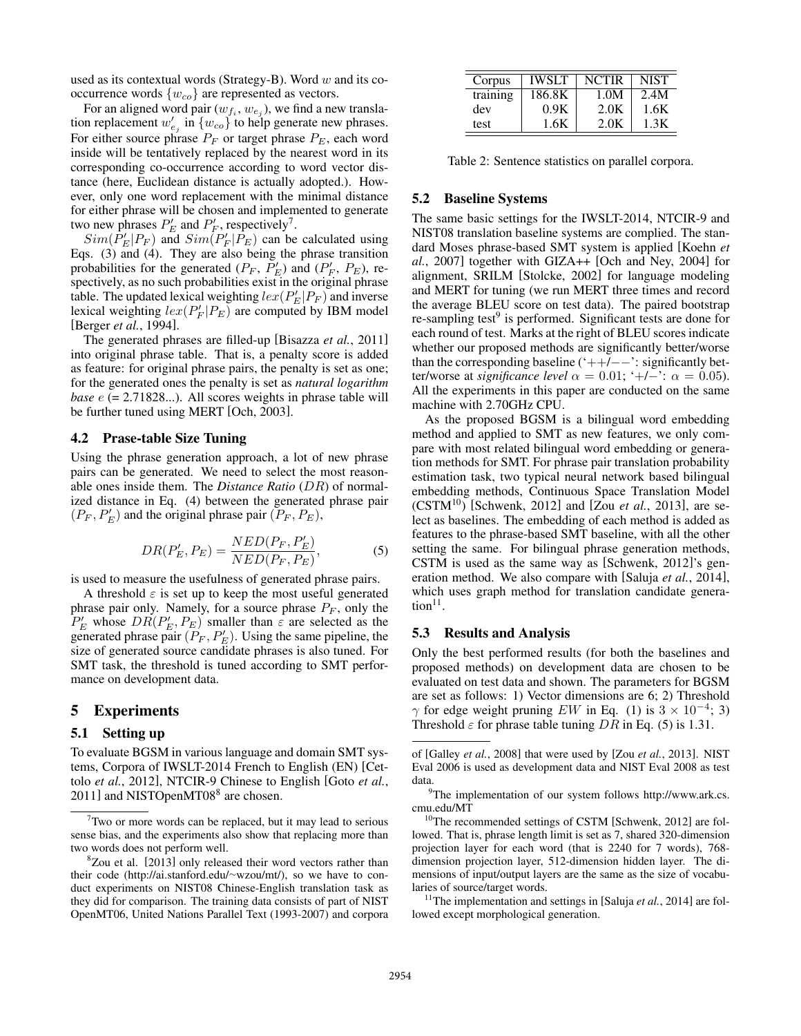used as its contextual words (Strategy-B). Word $w$ and its co-occurrence words $\{w_{co}\}$ are represented as vectors.

For an aligned word pair $(w_{f_i}, w_{e_j})$, we find a new translation replacement $w'_{e_j}$ in $\{w_{co}\}$ to help generate new phrases. For either source phrase $P_F$ or target phrase $P_E$, each word inside will be tentatively replaced by the nearest word in its corresponding co-occurrence according to word vector distance (here, Euclidean distance is actually adopted.). However, only one word replacement with the minimal distance for either phrase will be chosen and implemented to generate two new phrases $P'_E$ and $P'_F$, respectively[7].

$Sim(P'_E|P_F)$ and $Sim(P'_F|P_E)$ can be calculated using Eqs. (3) and (4). They are also being the phrase transition probabilities for the generated $(P_F, P'_E)$ and $(P'_F, P_E)$, respectively, as no such probabilities exist in the original phrase table. The updated lexical weighting $lex(P'_E|P_F)$ and inverse lexical weighting $lex(P'_F|P_E)$ are computed by IBM model [Berger *et al.*, 1994].

The generated phrases are filled-up [Bisazza *et al.*, 2011] into original phrase table. That is, a penalty score is added as feature: for original phrase pairs, the penalty is set as one; for the generated ones the penalty is set as *natural logarithm base* $e$ (= 2.71828...). All scores weights in phrase table will be further tuned using MERT [Och, 2003].

### 4.2 Prase-table Size Tuning

Using the phrase generation approach, a lot of new phrase pairs can be generated. We need to select the most reasonable ones inside them. The *Distance Ratio* ($DR$) of normalized distance in Eq. (4) between the generated phrase pair $(P_F, P'_E)$ and the original phrase pair $(P_F, P_E)$,

$$DR(P'_E, P_E) = \frac{NED(P_F, P'_E)}{NED(P_F, P_E)}, \quad (5)$$

is used to measure the usefulness of generated phrase pairs.

A threshold $\varepsilon$ is set up to keep the most useful generated phrase pair only. Namely, for a source phrase $P_F$, only the $P'_E$ whose $DR(P'_E, P_E)$ smaller than $\varepsilon$ are selected as the generated phrase pair $(P_F, P'_E)$. Using the same pipeline, the size of generated source candidate phrases is also tuned. For SMT task, the threshold is tuned according to SMT performance on development data.

## 5 Experiments

### 5.1 Setting up

To evaluate BGSM in various language and domain SMT systems, Corpora of IWSLT-2014 French to English (EN) [Cettolo *et al.*, 2012], NTCIR-9 Chinese to English [Goto *et al.*, 2011] and NISTOpenMT08[8] are chosen.

| Corpus | IWSLT | NCTIR | NIST |
|---|---|---|---|
| training | 186.8K | 1.0M | 2.4M |
| dev | 0.9K | 2.0K | 1.6K |
| test | 1.6K | 2.0K | 1.3K |

Table 2: Sentence statistics on parallel corpora.

### 5.2 Baseline Systems

The same basic settings for the IWSLT-2014, NTCIR-9 and NIST08 translation baseline systems are complied. The standard Moses phrase-based SMT system is applied [Koehn *et al.*, 2007] together with GIZA++ [Och and Ney, 2004] for alignment, SRILM [Stolcke, 2002] for language modeling and MERT for tuning (we run MERT three times and record the average BLEU score on test data). The paired bootstrap re-sampling test[9] is performed. Significant tests are done for each round of test. Marks at the right of BLEU scores indicate whether our proposed methods are significantly better/worse than the corresponding baseline ('++/−−': significantly better/worse at *significance level* $\alpha = 0.01$; '+/−': $\alpha = 0.05$). All the experiments in this paper are conducted on the same machine with 2.70GHz CPU.

As the proposed BGSM is a bilingual word embedding method and applied to SMT as new features, we only compare with most related bilingual word embedding or generation methods for SMT. For phrase pair translation probability estimation task, two typical neural network based bilingual embedding methods, Continuous Space Translation Model (CSTM[10]) [Schwenk, 2012] and [Zou *et al.*, 2013], are select as baselines. The embedding of each method is added as features to the phrase-based SMT baseline, with all the other setting the same. For bilingual phrase generation methods, CSTM is used as the same way as [Schwenk, 2012]'s generation method. We also compare with [Saluja *et al.*, 2014], which uses graph method for translation candidate generation[11].

### 5.3 Results and Analysis

Only the best performed results (for both the baselines and proposed methods) on development data are chosen to be evaluated on test data and shown. The parameters for BGSM are set as follows: 1) Vector dimensions are 6; 2) Threshold $\gamma$ for edge weight pruning $EW$ in Eq. (1) is $3 \times 10^{-4}$; 3) Threshold $\varepsilon$ for phrase table tuning $DR$ in Eq. (5) is 1.31.

---

[7] Two or more words can be replaced, but it may lead to serious sense bias, and the experiments also show that replacing more than two words does not perform well.

[8] Zou et al. [2013] only released their word vectors rather than their code (http://ai.stanford.edu/~wzou/mt/), so we have to conduct experiments on NIST08 Chinese-English translation task as they did for comparison. The training data consists of part of NIST OpenMT06, United Nations Parallel Text (1993-2007) and corpora of [Galley *et al.*, 2008] that were used by [Zou *et al.*, 2013]. NIST Eval 2006 is used as development data and NIST Eval 2008 as test data.

[9] The implementation of our system follows http://www.ark.cs.cmu.edu/MT

[10] The recommended settings of CSTM [Schwenk, 2012] are followed. That is, phrase length limit is set as 7, shared 320-dimension projection layer for each word (that is 2240 for 7 words), 768-dimension projection layer, 512-dimension hidden layer. The dimensions of input/output layers are the same as the size of vocabularies of source/target words.

[11] The implementation and settings in [Saluja *et al.*, 2014] are followed except morphological generation.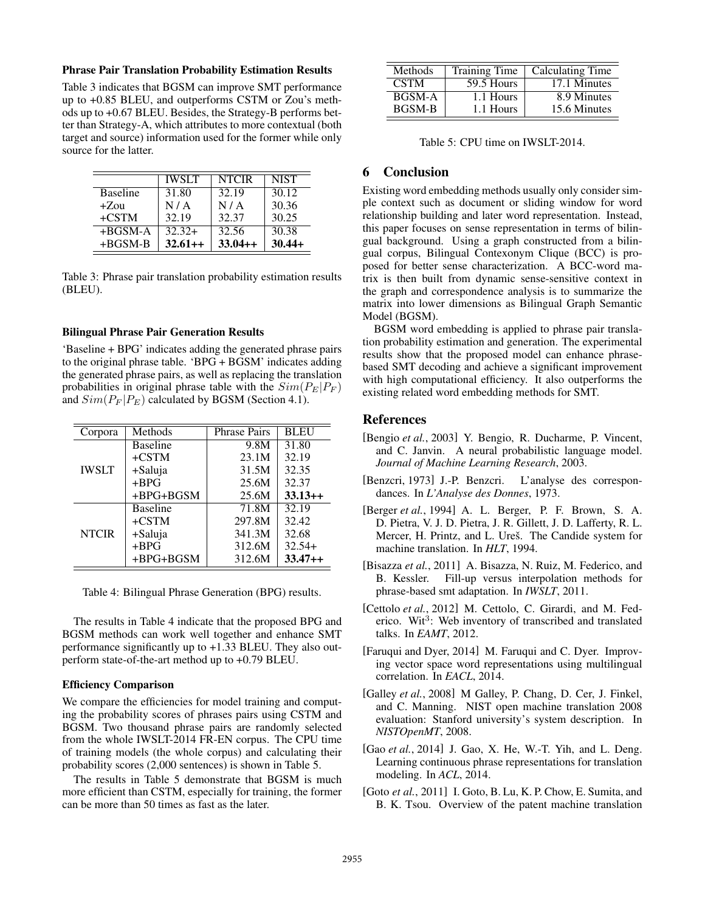**Phrase Pair Translation Probability Estimation Results**

Table 3 indicates that BGSM can improve SMT performance up to +0.85 BLEU, and outperforms CSTM or Zou's methods up to +0.67 BLEU. Besides, the Strategy-B performs better than Strategy-A, which attributes to more contextual (both target and source) information used for the former while only source for the latter.

| | IWSLT | NTCIR | NIST |
|---|---|---|---|
| Baseline | 31.80 | 32.19 | 30.12 |
| +Zou | N / A | N / A | 30.36 |
| +CSTM | 32.19 | 32.37 | 30.25 |
| +BGSM-A | 32.32+ | 32.56 | 30.38 |
| +BGSM-B | **32.61++** | **33.04++** | **30.44+** |

Table 3: Phrase pair translation probability estimation results (BLEU).

**Bilingual Phrase Pair Generation Results**

'Baseline + BPG' indicates adding the generated phrase pairs to the original phrase table. 'BPG + BGSM' indicates adding the generated phrase pairs, as well as replacing the translation probabilities in original phrase table with the $Sim(P_E|P_F)$ and $Sim(P_F|P_E)$ calculated by BGSM (Section 4.1).

| Corpora | Methods | Phrase Pairs | BLEU |
|---|---|---|---|
| IWSLT | Baseline | 9.8M | 31.80 |
| | +CSTM | 23.1M | 32.19 |
| | +Saluja | 31.5M | 32.35 |
| | +BPG | 25.6M | 32.37 |
| | +BPG+BGSM | 25.6M | **33.13++** |
| NTCIR | Baseline | 71.8M | 32.19 |
| | +CSTM | 297.8M | 32.42 |
| | +Saluja | 341.3M | 32.68 |
| | +BPG | 312.6M | 32.54+ |
| | +BPG+BGSM | 312.6M | **33.47++** |

Table 4: Bilingual Phrase Generation (BPG) results.

The results in Table 4 indicate that the proposed BPG and BGSM methods can work well together and enhance SMT performance significantly up to +1.33 BLEU. They also outperform state-of-the-art method up to +0.79 BLEU.

**Efficiency Comparison**

We compare the efficiencies for model training and computing the probability scores of phrases pairs using CSTM and BGSM. Two thousand phrase pairs are randomly selected from the whole IWSLT-2014 FR-EN corpus. The CPU time of training models (the whole corpus) and calculating their probability scores (2,000 sentences) is shown in Table 5.

The results in Table 5 demonstrate that BGSM is much more efficient than CSTM, especially for training, the former can be more than 50 times as fast as the later.

| Methods | Training Time | Calculating Time |
|---|---|---|
| CSTM | 59.5 Hours | 17.1 Minutes |
| BGSM-A | 1.1 Hours | 8.9 Minutes |
| BGSM-B | 1.1 Hours | 15.6 Minutes |

Table 5: CPU time on IWSLT-2014.

## 6 Conclusion

Existing word embedding methods usually only consider simple context such as document or sliding window for word relationship building and later word representation. Instead, this paper focuses on sense representation in terms of bilingual background. Using a graph constructed from a bilingual corpus, Bilingual Contexonym Clique (BCC) is proposed for better sense characterization. A BCC-word matrix is then built from dynamic sense-sensitive context in the graph and correspondence analysis is to summarize the matrix into lower dimensions as Bilingual Graph Semantic Model (BGSM).

BGSM word embedding is applied to phrase pair translation probability estimation and generation. The experimental results show that the proposed model can enhance phrase-based SMT decoding and achieve a significant improvement with high computational efficiency. It also outperforms the existing related word embedding methods for SMT.

## References

[Bengio *et al.*, 2003] Y. Bengio, R. Ducharme, P. Vincent, and C. Janvin. A neural probabilistic language model. *Journal of Machine Learning Research*, 2003.

[Benzcri, 1973] J.-P. Benzcri. L'analyse des correspondances. In *L'Analyse des Donnes*, 1973.

[Berger *et al.*, 1994] A. L. Berger, P. F. Brown, S. A. D. Pietra, V. J. D. Pietra, J. R. Gillett, J. D. Lafferty, R. L. Mercer, H. Printz, and L. Ureš. The Candide system for machine translation. In *HLT*, 1994.

[Bisazza *et al.*, 2011] A. Bisazza, N. Ruiz, M. Federico, and B. Kessler. Fill-up versus interpolation methods for phrase-based smt adaptation. In *IWSLT*, 2011.

[Cettolo *et al.*, 2012] M. Cettolo, C. Girardi, and M. Federico. Wit$^3$: Web inventory of transcribed and translated talks. In *EAMT*, 2012.

[Faruqui and Dyer, 2014] M. Faruqui and C. Dyer. Improving vector space word representations using multilingual correlation. In *EACL*, 2014.

[Galley *et al.*, 2008] M Galley, P. Chang, D. Cer, J. Finkel, and C. Manning. NIST open machine translation 2008 evaluation: Stanford university's system description. In *NISTOpenMT*, 2008.

[Gao *et al.*, 2014] J. Gao, X. He, W.-T. Yih, and L. Deng. Learning continuous phrase representations for translation modeling. In *ACL*, 2014.

[Goto *et al.*, 2011] I. Goto, B. Lu, K. P. Chow, E. Sumita, and B. K. Tsou. Overview of the patent machine translation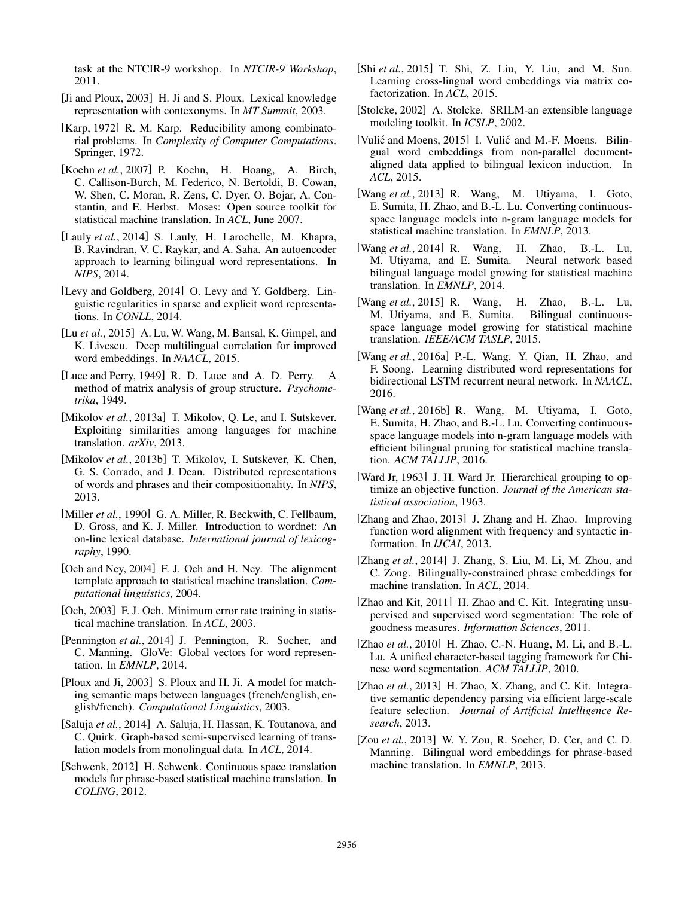task at the NTCIR-9 workshop. In *NTCIR-9 Workshop*, 2011.

[Ji and Ploux, 2003] H. Ji and S. Ploux. Lexical knowledge representation with contexonyms. In *MT Summit*, 2003.

[Karp, 1972] R. M. Karp. Reducibility among combinatorial problems. In *Complexity of Computer Computations*. Springer, 1972.

[Koehn *et al.*, 2007] P. Koehn, H. Hoang, A. Birch, C. Callison-Burch, M. Federico, N. Bertoldi, B. Cowan, W. Shen, C. Moran, R. Zens, C. Dyer, O. Bojar, A. Constantin, and E. Herbst. Moses: Open source toolkit for statistical machine translation. In *ACL*, June 2007.

[Lauly *et al.*, 2014] S. Lauly, H. Larochelle, M. Khapra, B. Ravindran, V. C. Raykar, and A. Saha. An autoencoder approach to learning bilingual word representations. In *NIPS*, 2014.

[Levy and Goldberg, 2014] O. Levy and Y. Goldberg. Linguistic regularities in sparse and explicit word representations. In *CONLL*, 2014.

[Lu *et al.*, 2015] A. Lu, W. Wang, M. Bansal, K. Gimpel, and K. Livescu. Deep multilingual correlation for improved word embeddings. In *NAACL*, 2015.

[Luce and Perry, 1949] R. D. Luce and A. D. Perry. A method of matrix analysis of group structure. *Psychometrika*, 1949.

[Mikolov *et al.*, 2013a] T. Mikolov, Q. Le, and I. Sutskever. Exploiting similarities among languages for machine translation. *arXiv*, 2013.

[Mikolov *et al.*, 2013b] T. Mikolov, I. Sutskever, K. Chen, G. S. Corrado, and J. Dean. Distributed representations of words and phrases and their compositionality. In *NIPS*, 2013.

[Miller *et al.*, 1990] G. A. Miller, R. Beckwith, C. Fellbaum, D. Gross, and K. J. Miller. Introduction to wordnet: An on-line lexical database. *International journal of lexicography*, 1990.

[Och and Ney, 2004] F. J. Och and H. Ney. The alignment template approach to statistical machine translation. *Computational linguistics*, 2004.

[Och, 2003] F. J. Och. Minimum error rate training in statistical machine translation. In *ACL*, 2003.

[Pennington *et al.*, 2014] J. Pennington, R. Socher, and C. Manning. GloVe: Global vectors for word representation. In *EMNLP*, 2014.

[Ploux and Ji, 2003] S. Ploux and H. Ji. A model for matching semantic maps between languages (french/english, english/french). *Computational Linguistics*, 2003.

[Saluja *et al.*, 2014] A. Saluja, H. Hassan, K. Toutanova, and C. Quirk. Graph-based semi-supervised learning of translation models from monolingual data. In *ACL*, 2014.

[Schwenk, 2012] H. Schwenk. Continuous space translation models for phrase-based statistical machine translation. In *COLING*, 2012.

[Shi *et al.*, 2015] T. Shi, Z. Liu, Y. Liu, and M. Sun. Learning cross-lingual word embeddings via matrix co-factorization. In *ACL*, 2015.

[Stolcke, 2002] A. Stolcke. SRILM-an extensible language modeling toolkit. In *ICSLP*, 2002.

[Vulić and Moens, 2015] I. Vulić and M.-F. Moens. Bilingual word embeddings from non-parallel document-aligned data applied to bilingual lexicon induction. In *ACL*, 2015.

[Wang *et al.*, 2013] R. Wang, M. Utiyama, I. Goto, E. Sumita, H. Zhao, and B.-L. Lu. Converting continuous-space language models into n-gram language models for statistical machine translation. In *EMNLP*, 2013.

[Wang *et al.*, 2014] R. Wang, H. Zhao, B.-L. Lu, M. Utiyama, and E. Sumita. Neural network based bilingual language model growing for statistical machine translation. In *EMNLP*, 2014.

[Wang *et al.*, 2015] R. Wang, H. Zhao, B.-L. Lu, M. Utiyama, and E. Sumita. Bilingual continuous-space language model growing for statistical machine translation. *IEEE/ACM TASLP*, 2015.

[Wang *et al.*, 2016a] P.-L. Wang, Y. Qian, H. Zhao, and F. Soong. Learning distributed word representations for bidirectional LSTM recurrent neural network. In *NAACL*, 2016.

[Wang *et al.*, 2016b] R. Wang, M. Utiyama, I. Goto, E. Sumita, H. Zhao, and B.-L. Lu. Converting continuous-space language models into n-gram language models with efficient bilingual pruning for statistical machine translation. *ACM TALLIP*, 2016.

[Ward Jr, 1963] J. H. Ward Jr. Hierarchical grouping to optimize an objective function. *Journal of the American statistical association*, 1963.

[Zhang and Zhao, 2013] J. Zhang and H. Zhao. Improving function word alignment with frequency and syntactic information. In *IJCAI*, 2013.

[Zhang *et al.*, 2014] J. Zhang, S. Liu, M. Li, M. Zhou, and C. Zong. Bilingually-constrained phrase embeddings for machine translation. In *ACL*, 2014.

[Zhao and Kit, 2011] H. Zhao and C. Kit. Integrating unsupervised and supervised word segmentation: The role of goodness measures. *Information Sciences*, 2011.

[Zhao *et al.*, 2010] H. Zhao, C.-N. Huang, M. Li, and B.-L. Lu. A unified character-based tagging framework for Chinese word segmentation. *ACM TALLIP*, 2010.

[Zhao *et al.*, 2013] H. Zhao, X. Zhang, and C. Kit. Integrative semantic dependency parsing via efficient large-scale feature selection. *Journal of Artificial Intelligence Research*, 2013.

[Zou *et al.*, 2013] W. Y. Zou, R. Socher, D. Cer, and C. D. Manning. Bilingual word embeddings for phrase-based machine translation. In *EMNLP*, 2013.